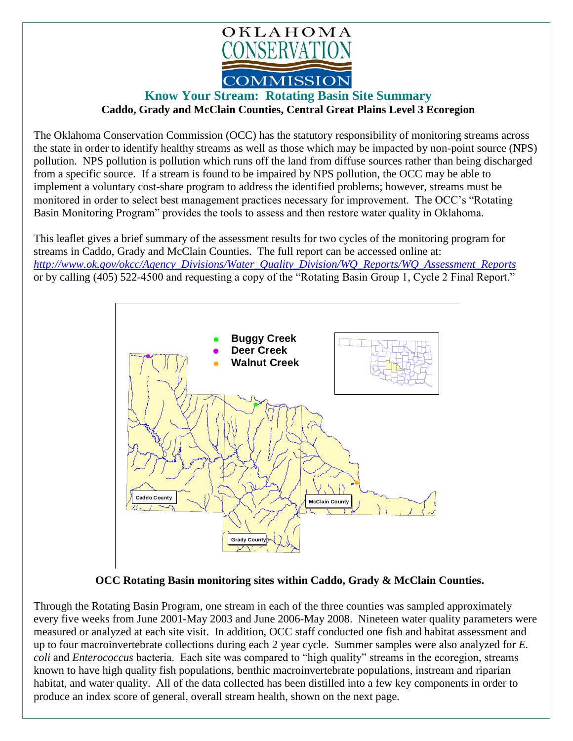OKLAHOMA CONSERVATION COMMISSION

## Know Your Stream: Rotating Basin Site Summary

**Caddo, Grady and McClain Counties, Central Great Plains Level 3 Ecoregion**

The Oklahoma Conservation Commission (OCC) has the statutory responsibility of monitoring streams across the state in order to identify healthy streams as well as those which may be impacted by non-point source (NPS) pollution. NPS pollution is pollution which runs off the land from diffuse sources rather than being discharged from a specific source. If a stream is found to be impaired by NPS pollution, the OCC may be able to implement a voluntary cost-share program to address the identified problems; however, streams must be monitored in order to select best management practices necessary for improvement. The OCC's "Rotating Basin Monitoring Program" provides the tools to assess and then restore water quality in Oklahoma.

This leaflet gives a brief summary of the assessment results for two cycles of the monitoring program for streams in Caddo, Grady and McClain Counties. The full report can be accessed online at: *http://www.ok.gov/okcc/Agency_Divisions/Water_Quality_Division/WQ_Reports/WQ_Assessment_Reports* or by calling (405) 522-4500 and requesting a copy of the "Rotating Basin Group 1, Cycle 2 Final Report."

- Buggy Creek
- Deer Creek
- Walnut Creek

Caddo County | Grady County | McClain County

**OCC Rotating Basin monitoring sites within Caddo, Grady & McClain Counties.**

Through the Rotating Basin Program, one stream in each of the three counties was sampled approximately every five weeks from June 2001-May 2003 and June 2006-May 2008. Nineteen water quality parameters were measured or analyzed at each site visit. In addition, OCC staff conducted one fish and habitat assessment and up to four macroinvertebrate collections during each 2 year cycle. Summer samples were also analyzed for *E. coli* and *Enterococcus* bacteria. Each site was compared to "high quality" streams in the ecoregion, streams known to have high quality fish populations, benthic macroinvertebrate populations, instream and riparian habitat, and water quality. All of the data collected has been distilled into a few key components in order to produce an index score of general, overall stream health, shown on the next page.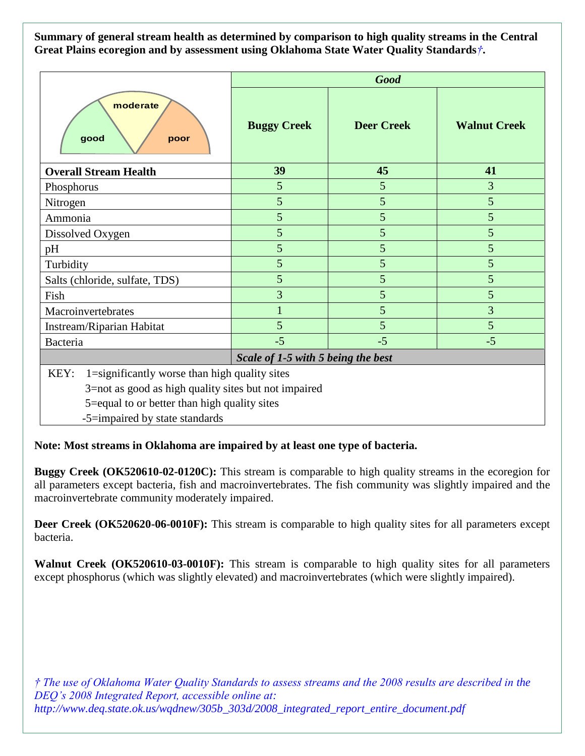**Summary of general stream health as determined by comparison to high quality streams in the Central Great Plains ecoregion and by assessment using Oklahoma State Water Quality Standards†.**

| | *Good* | | |
|---|---|---|---|
| good / moderate / poor | **Buggy Creek** | **Deer Creek** | **Walnut Creek** |
| **Overall Stream Health** | **39** | **45** | **41** |
| Phosphorus | 5 | 5 | 3 |
| Nitrogen | 5 | 5 | 5 |
| Ammonia | 5 | 5 | 5 |
| Dissolved Oxygen | 5 | 5 | 5 |
| pH | 5 | 5 | 5 |
| Turbidity | 5 | 5 | 5 |
| Salts (chloride, sulfate, TDS) | 5 | 5 | 5 |
| Fish | 3 | 5 | 5 |
| Macroinvertebrates | 1 | 5 | 3 |
| Instream/Riparian Habitat | 5 | 5 | 5 |
| Bacteria | -5 | -5 | -5 |
| | ***Scale of 1-5 with 5 being the best*** | | |

KEY:
- 1=significantly worse than high quality sites
- 3=not as good as high quality sites but not impaired
- 5=equal to or better than high quality sites
- -5=impaired by state standards

**Note: Most streams in Oklahoma are impaired by at least one type of bacteria.**

**Buggy Creek (OK520610-02-0120C):** This stream is comparable to high quality streams in the ecoregion for all parameters except bacteria, fish and macroinvertebrates. The fish community was slightly impaired and the macroinvertebrate community moderately impaired.

**Deer Creek (OK520620-06-0010F):** This stream is comparable to high quality sites for all parameters except bacteria.

**Walnut Creek (OK520610-03-0010F):** This stream is comparable to high quality sites for all parameters except phosphorus (which was slightly elevated) and macroinvertebrates (which were slightly impaired).

*† The use of Oklahoma Water Quality Standards to assess streams and the 2008 results are described in the DEQ's 2008 Integrated Report, accessible online at: http://www.deq.state.ok.us/wqdnew/305b_303d/2008_integrated_report_entire_document.pdf*